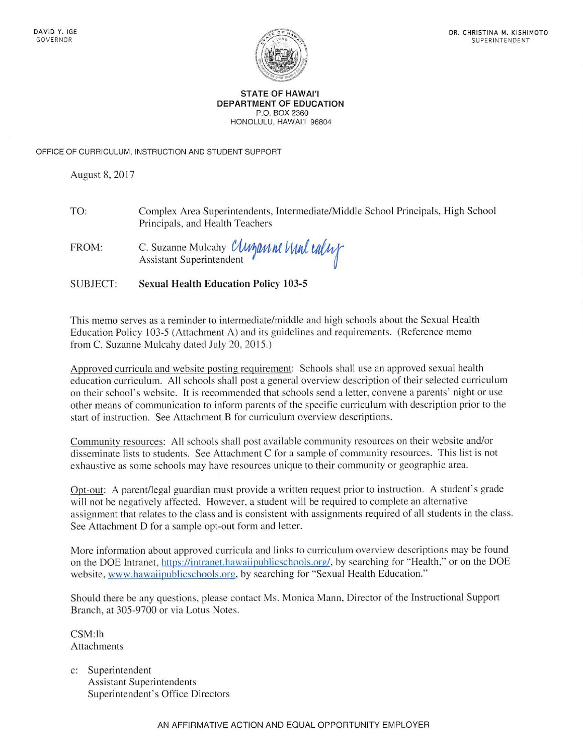DAVID Y. IGE
GOVERNOR

DR. CHRISTINA M. KISHIMOTO
SUPERINTENDENT

**STATE OF HAWAI'I**
**DEPARTMENT OF EDUCATION**
P.O. BOX 2360
HONOLULU, HAWAI'I 96804

OFFICE OF CURRICULUM, INSTRUCTION AND STUDENT SUPPORT

August 8, 2017

TO: Complex Area Superintendents, Intermediate/Middle School Principals, High School Principals, and Health Teachers

FROM: C. Suzanne Mulcahy
Assistant Superintendent

SUBJECT: **Sexual Health Education Policy 103-5**

This memo serves as a reminder to intermediate/middle and high schools about the Sexual Health Education Policy 103-5 (Attachment A) and its guidelines and requirements. (Reference memo from C. Suzanne Mulcahy dated July 20, 2015.)

Approved curricula and website posting requirement: Schools shall use an approved sexual health education curriculum. All schools shall post a general overview description of their selected curriculum on their school's website. It is recommended that schools send a letter, convene a parents' night or use other means of communication to inform parents of the specific curriculum with description prior to the start of instruction. See Attachment B for curriculum overview descriptions.

Community resources: All schools shall post available community resources on their website and/or disseminate lists to students. See Attachment C for a sample of community resources. This list is not exhaustive as some schools may have resources unique to their community or geographic area.

Opt-out: A parent/legal guardian must provide a written request prior to instruction. A student's grade will not be negatively affected. However, a student will be required to complete an alternative assignment that relates to the class and is consistent with assignments required of all students in the class. See Attachment D for a sample opt-out form and letter.

More information about approved curricula and links to curriculum overview descriptions may be found on the DOE Intranet, https://intranet.hawaiipublicschools.org/, by searching for "Health," or on the DOE website, www.hawaiipublicschools.org, by searching for "Sexual Health Education."

Should there be any questions, please contact Ms. Monica Mann, Director of the Instructional Support Branch, at 305-9700 or via Lotus Notes.

CSM:lh
Attachments

c: Superintendent
Assistant Superintendents
Superintendent's Office Directors

AN AFFIRMATIVE ACTION AND EQUAL OPPORTUNITY EMPLOYER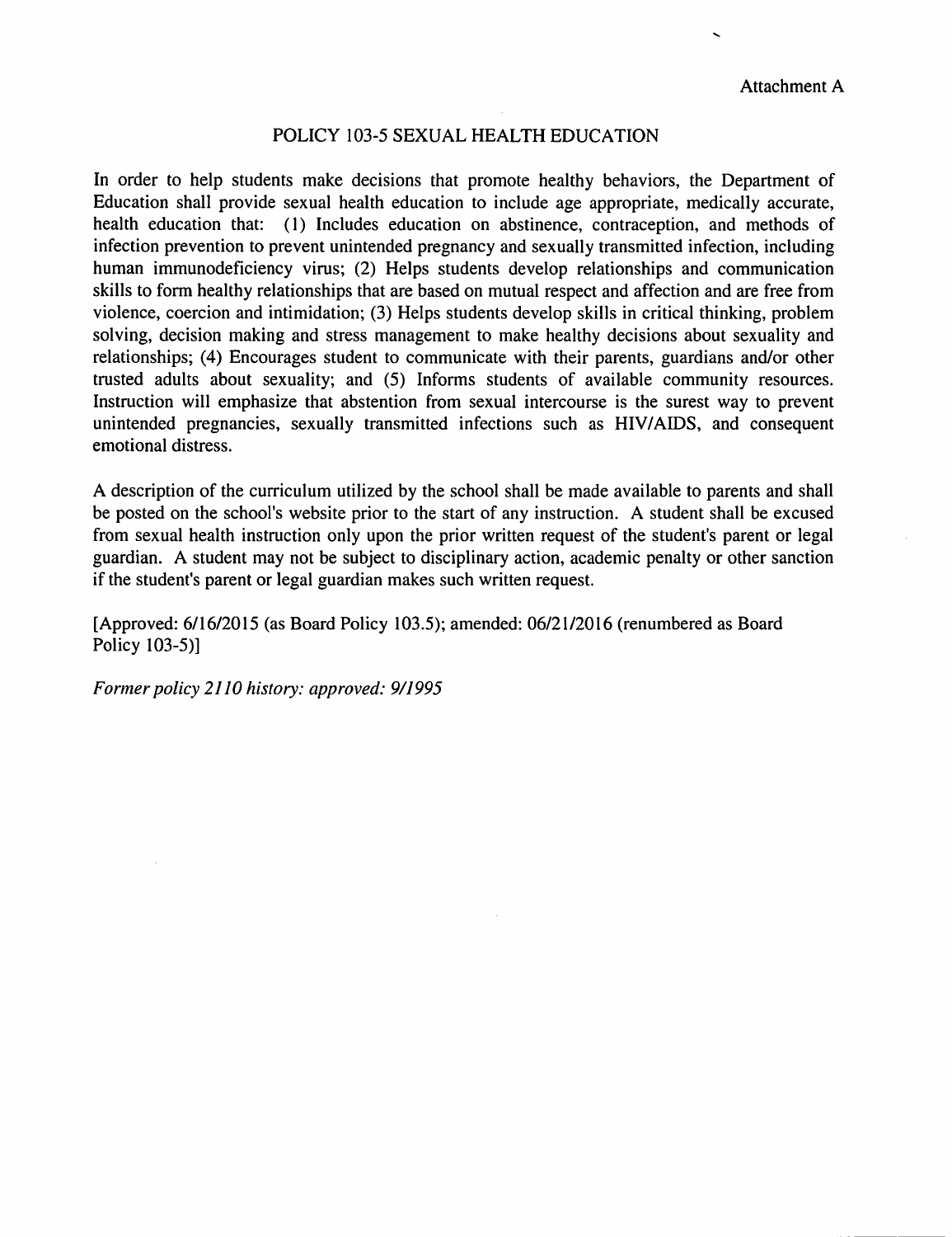Attachment A

# POLICY 103-5 SEXUAL HEALTH EDUCATION

In order to help students make decisions that promote healthy behaviors, the Department of Education shall provide sexual health education to include age appropriate, medically accurate, health education that: (1) Includes education on abstinence, contraception, and methods of infection prevention to prevent unintended pregnancy and sexually transmitted infection, including human immunodeficiency virus; (2) Helps students develop relationships and communication skills to form healthy relationships that are based on mutual respect and affection and are free from violence, coercion and intimidation; (3) Helps students develop skills in critical thinking, problem solving, decision making and stress management to make healthy decisions about sexuality and relationships; (4) Encourages student to communicate with their parents, guardians and/or other trusted adults about sexuality; and (5) Informs students of available community resources. Instruction will emphasize that abstention from sexual intercourse is the surest way to prevent unintended pregnancies, sexually transmitted infections such as HIV/AIDS, and consequent emotional distress.

A description of the curriculum utilized by the school shall be made available to parents and shall be posted on the school's website prior to the start of any instruction. A student shall be excused from sexual health instruction only upon the prior written request of the student's parent or legal guardian. A student may not be subject to disciplinary action, academic penalty or other sanction if the student's parent or legal guardian makes such written request.

[Approved: 6/16/2015 (as Board Policy 103.5); amended: 06/21/2016 (renumbered as Board Policy 103-5)]

*Former policy 2110 history: approved: 9/1995*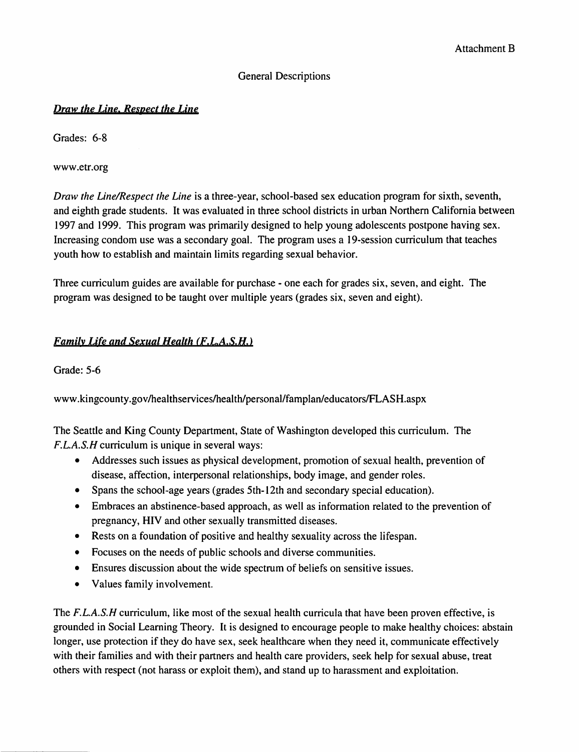Attachment B

General Descriptions

***Draw the Line, Respect the Line***

Grades: 6-8

www.etr.org

*Draw the Line/Respect the Line* is a three-year, school-based sex education program for sixth, seventh, and eighth grade students. It was evaluated in three school districts in urban Northern California between 1997 and 1999. This program was primarily designed to help young adolescents postpone having sex. Increasing condom use was a secondary goal. The program uses a 19-session curriculum that teaches youth how to establish and maintain limits regarding sexual behavior.

Three curriculum guides are available for purchase - one each for grades six, seven, and eight. The program was designed to be taught over multiple years (grades six, seven and eight).

***Family Life and Sexual Health (F.L.A.S.H.)***

Grade: 5-6

www.kingcounty.gov/healthservices/health/personal/famplan/educators/FLASH.aspx

The Seattle and King County Department, State of Washington developed this curriculum. The *F.L.A.S.H* curriculum is unique in several ways:

- Addresses such issues as physical development, promotion of sexual health, prevention of disease, affection, interpersonal relationships, body image, and gender roles.
- Spans the school-age years (grades 5th-12th and secondary special education).
- Embraces an abstinence-based approach, as well as information related to the prevention of pregnancy, HIV and other sexually transmitted diseases.
- Rests on a foundation of positive and healthy sexuality across the lifespan.
- Focuses on the needs of public schools and diverse communities.
- Ensures discussion about the wide spectrum of beliefs on sensitive issues.
- Values family involvement.

The *F.L.A.S.H* curriculum, like most of the sexual health curricula that have been proven effective, is grounded in Social Learning Theory. It is designed to encourage people to make healthy choices: abstain longer, use protection if they do have sex, seek healthcare when they need it, communicate effectively with their families and with their partners and health care providers, seek help for sexual abuse, treat others with respect (not harass or exploit them), and stand up to harassment and exploitation.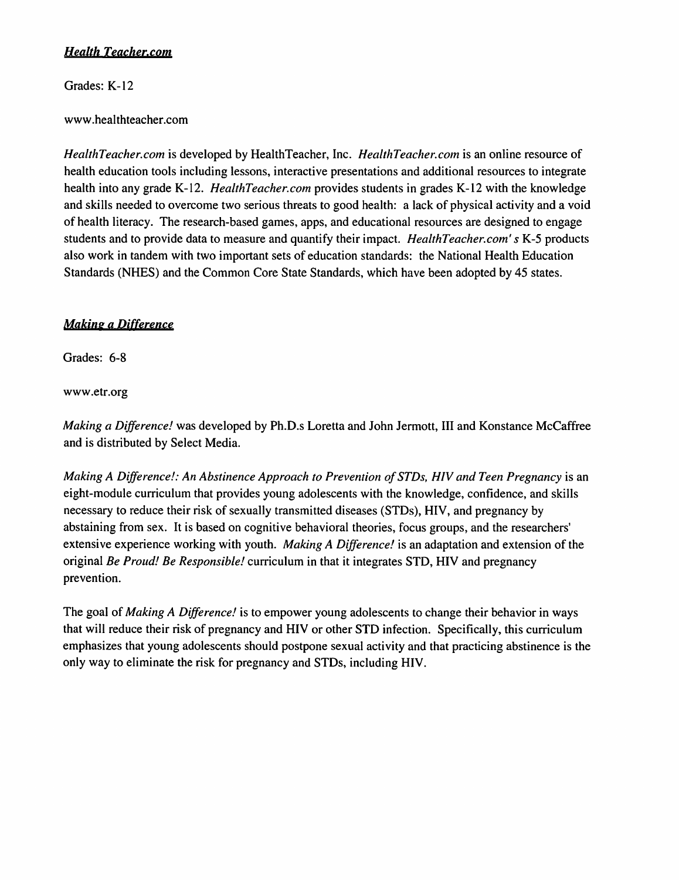***Health Teacher.com***

Grades: K-12

www.healthteacher.com

*HealthTeacher.com* is developed by HealthTeacher, Inc. *HealthTeacher.com* is an online resource of health education tools including lessons, interactive presentations and additional resources to integrate health into any grade K-12. *HealthTeacher.com* provides students in grades K-12 with the knowledge and skills needed to overcome two serious threats to good health: a lack of physical activity and a void of health literacy. The research-based games, apps, and educational resources are designed to engage students and to provide data to measure and quantify their impact. *HealthTeacher.com' s* K-5 products also work in tandem with two important sets of education standards: the National Health Education Standards (NHES) and the Common Core State Standards, which have been adopted by 45 states.

***Making a Difference***

Grades: 6-8

www.etr.org

*Making a Difference!* was developed by Ph.D.s Loretta and John Jermott, III and Konstance McCaffree and is distributed by Select Media.

*Making A Difference!: An Abstinence Approach to Prevention of STDs, HIV and Teen Pregnancy* is an eight-module curriculum that provides young adolescents with the knowledge, confidence, and skills necessary to reduce their risk of sexually transmitted diseases (STDs), HIV, and pregnancy by abstaining from sex. It is based on cognitive behavioral theories, focus groups, and the researchers' extensive experience working with youth. *Making A Difference!* is an adaptation and extension of the original *Be Proud! Be Responsible!* curriculum in that it integrates STD, HIV and pregnancy prevention.

The goal of *Making A Difference!* is to empower young adolescents to change their behavior in ways that will reduce their risk of pregnancy and HIV or other STD infection. Specifically, this curriculum emphasizes that young adolescents should postpone sexual activity and that practicing abstinence is the only way to eliminate the risk for pregnancy and STDs, including HIV.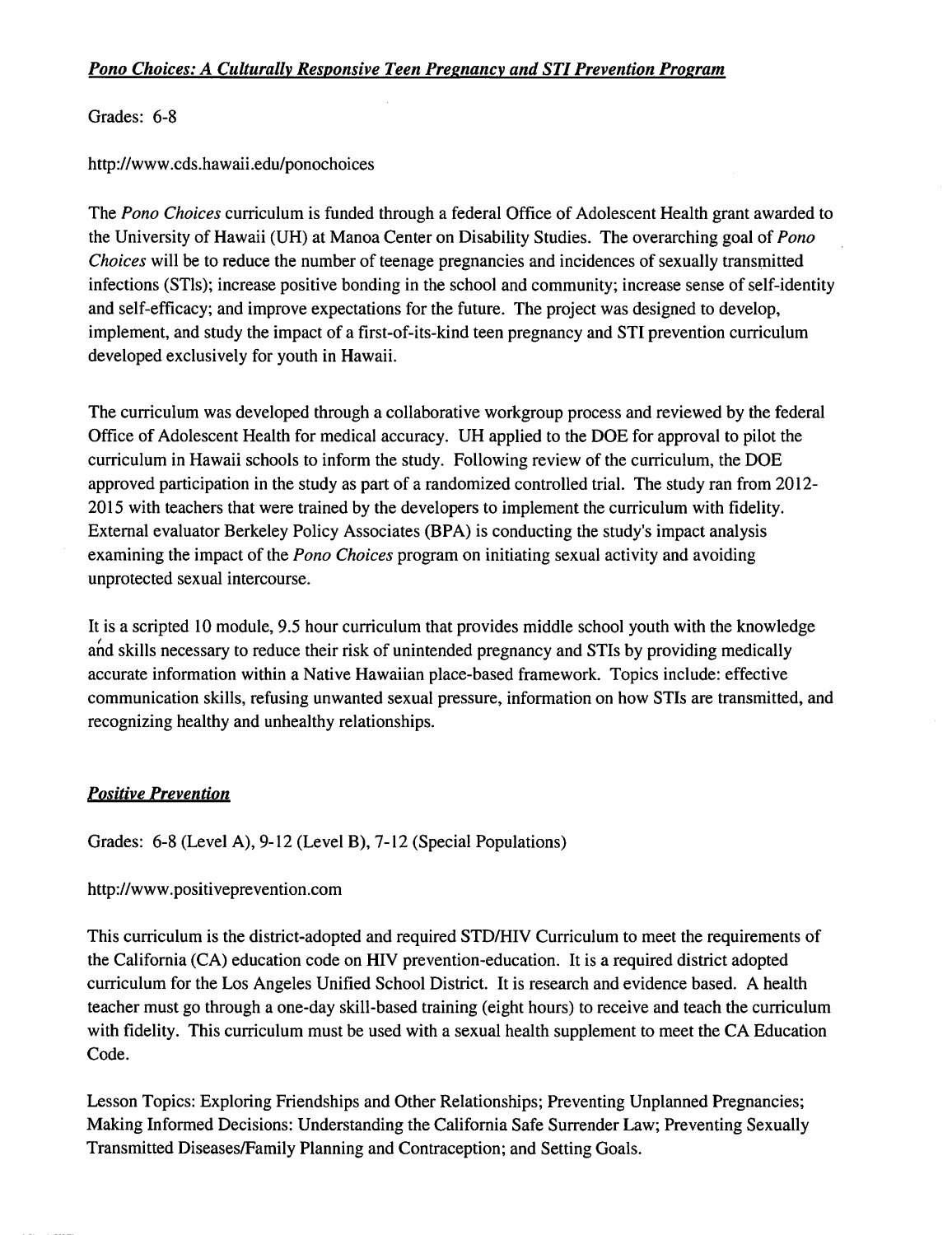## ***Pono Choices: A Culturally Responsive Teen Pregnancy and STI Prevention Program***

Grades: 6-8

http://www.cds.hawaii.edu/ponochoices

The *Pono Choices* curriculum is funded through a federal Office of Adolescent Health grant awarded to the University of Hawaii (UH) at Manoa Center on Disability Studies. The overarching goal of *Pono Choices* will be to reduce the number of teenage pregnancies and incidences of sexually transmitted infections (STIs); increase positive bonding in the school and community; increase sense of self-identity and self-efficacy; and improve expectations for the future. The project was designed to develop, implement, and study the impact of a first-of-its-kind teen pregnancy and STI prevention curriculum developed exclusively for youth in Hawaii.

The curriculum was developed through a collaborative workgroup process and reviewed by the federal Office of Adolescent Health for medical accuracy. UH applied to the DOE for approval to pilot the curriculum in Hawaii schools to inform the study. Following review of the curriculum, the DOE approved participation in the study as part of a randomized controlled trial. The study ran from 2012-2015 with teachers that were trained by the developers to implement the curriculum with fidelity. External evaluator Berkeley Policy Associates (BPA) is conducting the study's impact analysis examining the impact of the *Pono Choices* program on initiating sexual activity and avoiding unprotected sexual intercourse.

It is a scripted 10 module, 9.5 hour curriculum that provides middle school youth with the knowledge and skills necessary to reduce their risk of unintended pregnancy and STIs by providing medically accurate information within a Native Hawaiian place-based framework. Topics include: effective communication skills, refusing unwanted sexual pressure, information on how STIs are transmitted, and recognizing healthy and unhealthy relationships.

## ***Positive Prevention***

Grades: 6-8 (Level A), 9-12 (Level B), 7-12 (Special Populations)

http://www.positiveprevention.com

This curriculum is the district-adopted and required STD/HIV Curriculum to meet the requirements of the California (CA) education code on HIV prevention-education. It is a required district adopted curriculum for the Los Angeles Unified School District. It is research and evidence based. A health teacher must go through a one-day skill-based training (eight hours) to receive and teach the curriculum with fidelity. This curriculum must be used with a sexual health supplement to meet the CA Education Code.

Lesson Topics: Exploring Friendships and Other Relationships; Preventing Unplanned Pregnancies; Making Informed Decisions: Understanding the California Safe Surrender Law; Preventing Sexually Transmitted Diseases/Family Planning and Contraception; and Setting Goals.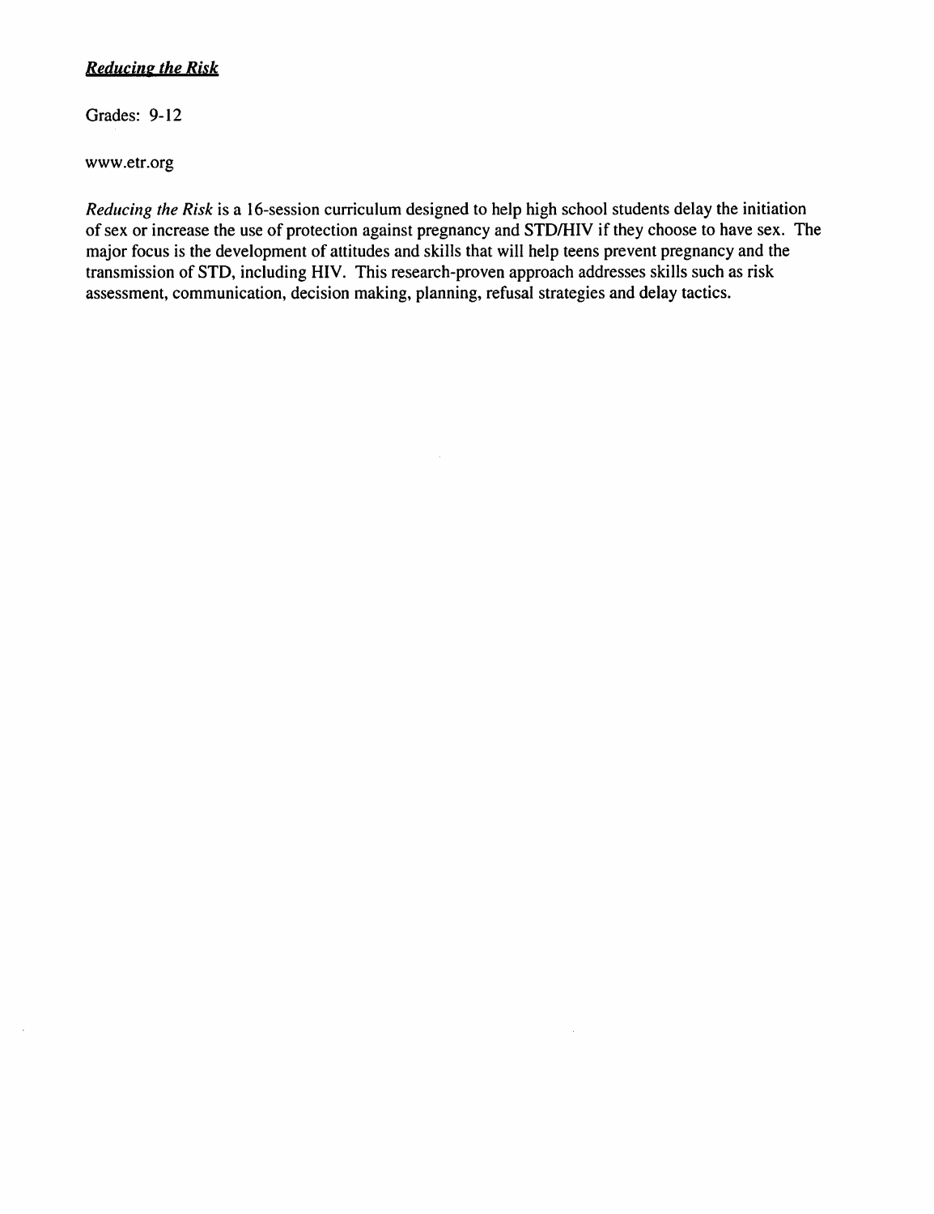***Reducing the Risk***

Grades: 9-12

www.etr.org

*Reducing the Risk* is a 16-session curriculum designed to help high school students delay the initiation of sex or increase the use of protection against pregnancy and STD/HIV if they choose to have sex. The major focus is the development of attitudes and skills that will help teens prevent pregnancy and the transmission of STD, including HIV. This research-proven approach addresses skills such as risk assessment, communication, decision making, planning, refusal strategies and delay tactics.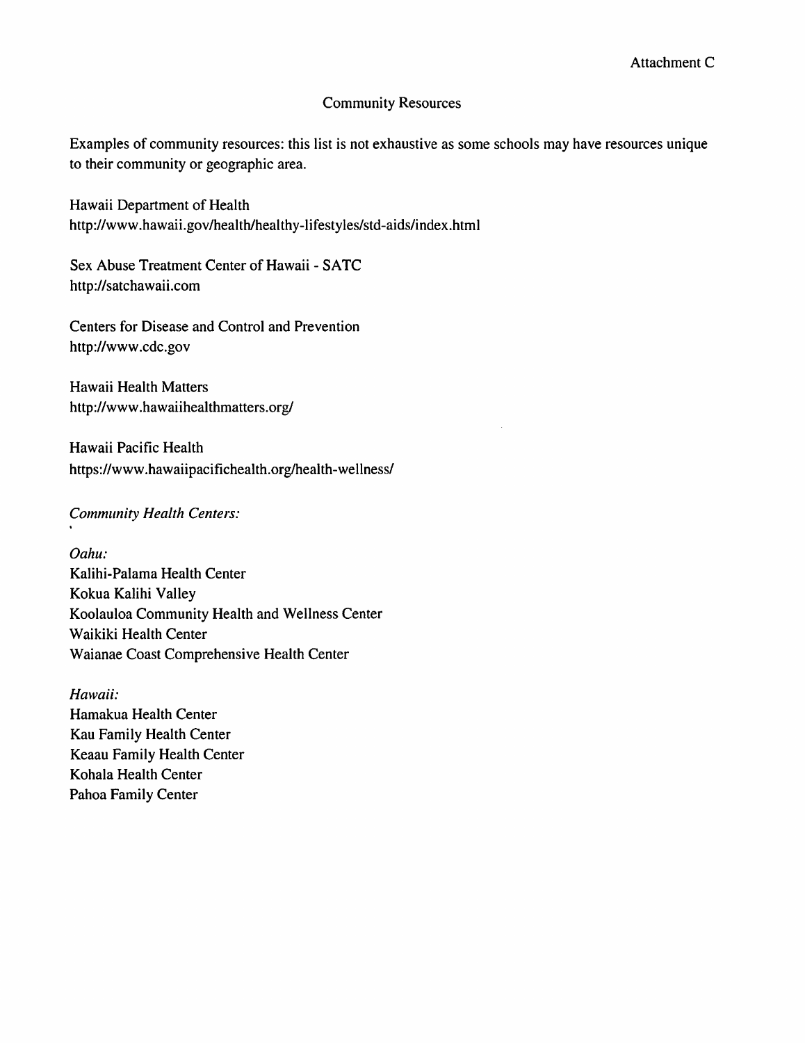Attachment C

## Community Resources

Examples of community resources: this list is not exhaustive as some schools may have resources unique to their community or geographic area.

Hawaii Department of Health
http://www.hawaii.gov/health/healthy-lifestyles/std-aids/index.html

Sex Abuse Treatment Center of Hawaii - SATC
http://satchawaii.com

Centers for Disease and Control and Prevention
http://www.cdc.gov

Hawaii Health Matters
http://www.hawaiihealthmatters.org/

Hawaii Pacific Health
https://www.hawaiipacifichealth.org/health-wellness/

*Community Health Centers:*

*Oahu:*
Kalihi-Palama Health Center
Kokua Kalihi Valley
Koolauloa Community Health and Wellness Center
Waikiki Health Center
Waianae Coast Comprehensive Health Center

*Hawaii:*
Hamakua Health Center
Kau Family Health Center
Keaau Family Health Center
Kohala Health Center
Pahoa Family Center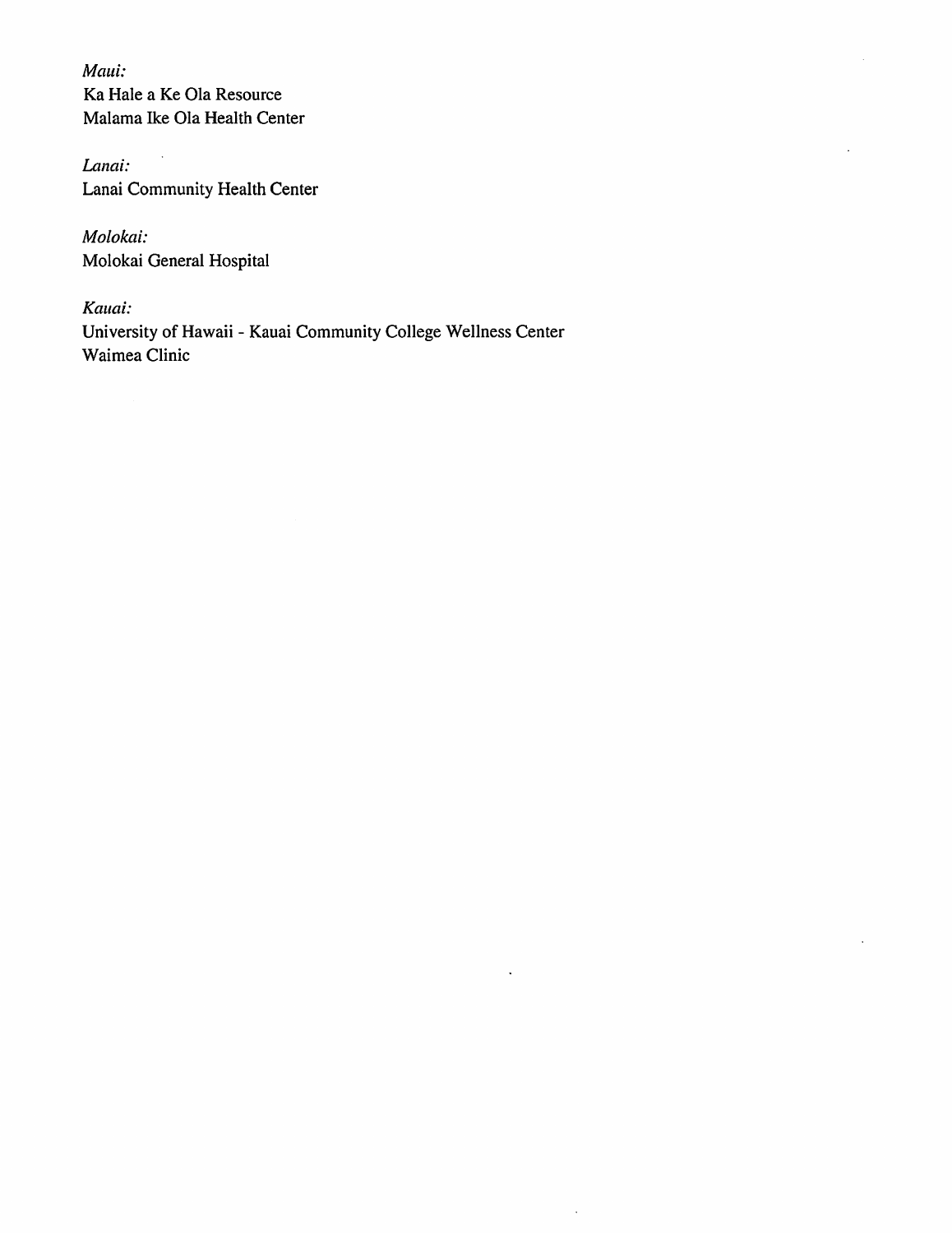*Maui:*
Ka Hale a Ke Ola Resource
Malama Ike Ola Health Center

*Lanai:*
Lanai Community Health Center

*Molokai:*
Molokai General Hospital

*Kauai:*
University of Hawaii - Kauai Community College Wellness Center
Waimea Clinic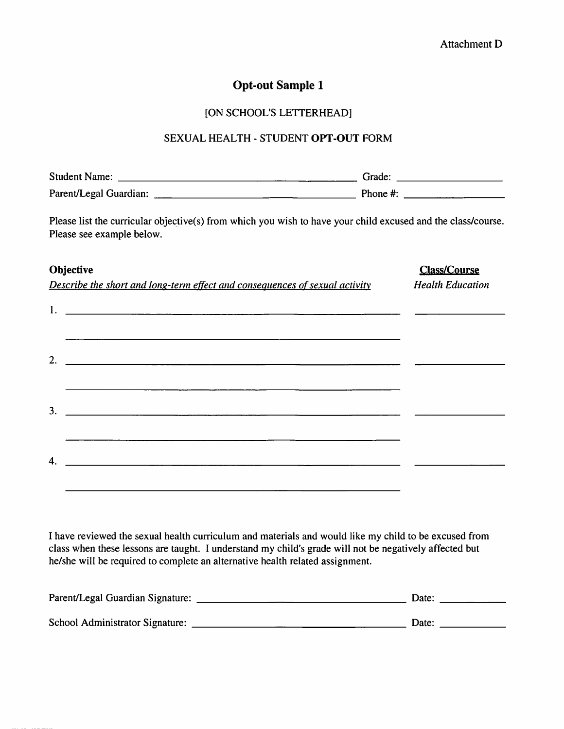Attachment D

# Opt-out Sample 1

[ON SCHOOL'S LETTERHEAD]

SEXUAL HEALTH - STUDENT **OPT-OUT** FORM

Student Name: ______________________________ Grade: ______________

Parent/Legal Guardian: ______________________________ Phone #: ______________

Please list the curricular objective(s) from which you wish to have your child excused and the class/course. Please see example below.

| **Objective** | **Class/Course** |
| --- | --- |
| *Describe the short and long-term effect and consequences of sexual activity* | *Health Education* |
| 1. ______________________________ | ______________ |
| 2. ______________________________ | ______________ |
| 3. ______________________________ | ______________ |
| 4. ______________________________ | ______________ |

I have reviewed the sexual health curriculum and materials and would like my child to be excused from class when these lessons are taught. I understand my child's grade will not be negatively affected but he/she will be required to complete an alternative health related assignment.

Parent/Legal Guardian Signature: ______________________________ Date: ____________

School Administrator Signature: ______________________________ Date: ____________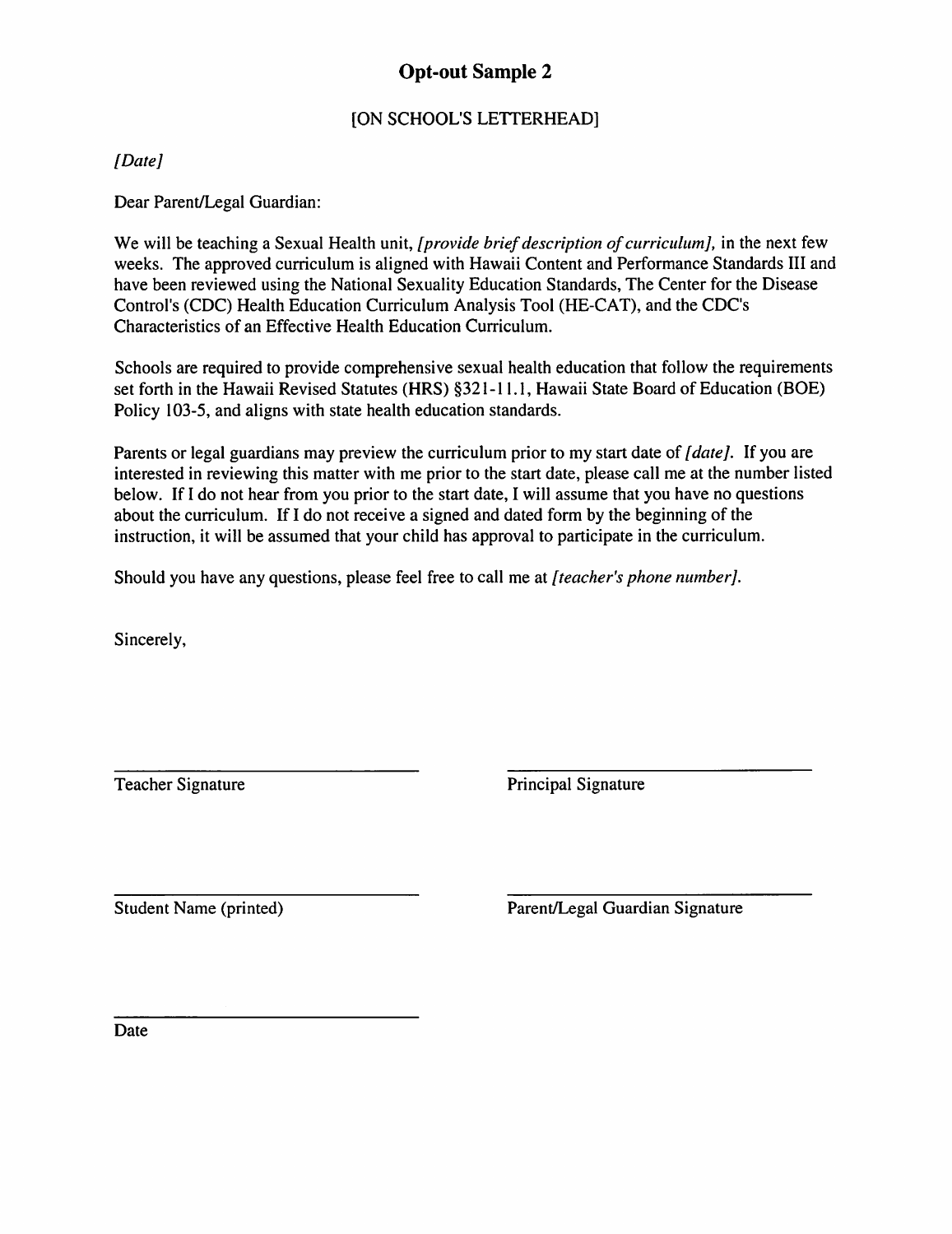# Opt-out Sample 2

[ON SCHOOL'S LETTERHEAD]

*[Date]*

Dear Parent/Legal Guardian:

We will be teaching a Sexual Health unit, *[provide brief description of curriculum],* in the next few weeks. The approved curriculum is aligned with Hawaii Content and Performance Standards III and have been reviewed using the National Sexuality Education Standards, The Center for the Disease Control's (CDC) Health Education Curriculum Analysis Tool (HE-CAT), and the CDC's Characteristics of an Effective Health Education Curriculum.

Schools are required to provide comprehensive sexual health education that follow the requirements set forth in the Hawaii Revised Statutes (HRS) §321-11.1, Hawaii State Board of Education (BOE) Policy 103-5, and aligns with state health education standards.

Parents or legal guardians may preview the curriculum prior to my start date of *[date].* If you are interested in reviewing this matter with me prior to the start date, please call me at the number listed below. If I do not hear from you prior to the start date, I will assume that you have no questions about the curriculum. If I do not receive a signed and dated form by the beginning of the instruction, it will be assumed that your child has approval to participate in the curriculum.

Should you have any questions, please feel free to call me at *[teacher's phone number].*

Sincerely,

\_\_\_\_\_\_\_\_\_\_\_\_\_\_\_\_\_\_\_\_\_\_\_\_\_\_\_\_
Teacher Signature

\_\_\_\_\_\_\_\_\_\_\_\_\_\_\_\_\_\_\_\_\_\_\_\_\_\_\_\_
Principal Signature

\_\_\_\_\_\_\_\_\_\_\_\_\_\_\_\_\_\_\_\_\_\_\_\_\_\_\_\_
Student Name (printed)

\_\_\_\_\_\_\_\_\_\_\_\_\_\_\_\_\_\_\_\_\_\_\_\_\_\_\_\_
Parent/Legal Guardian Signature

\_\_\_\_\_\_\_\_\_\_\_\_\_\_\_\_\_\_\_\_\_\_\_\_\_\_\_\_
Date